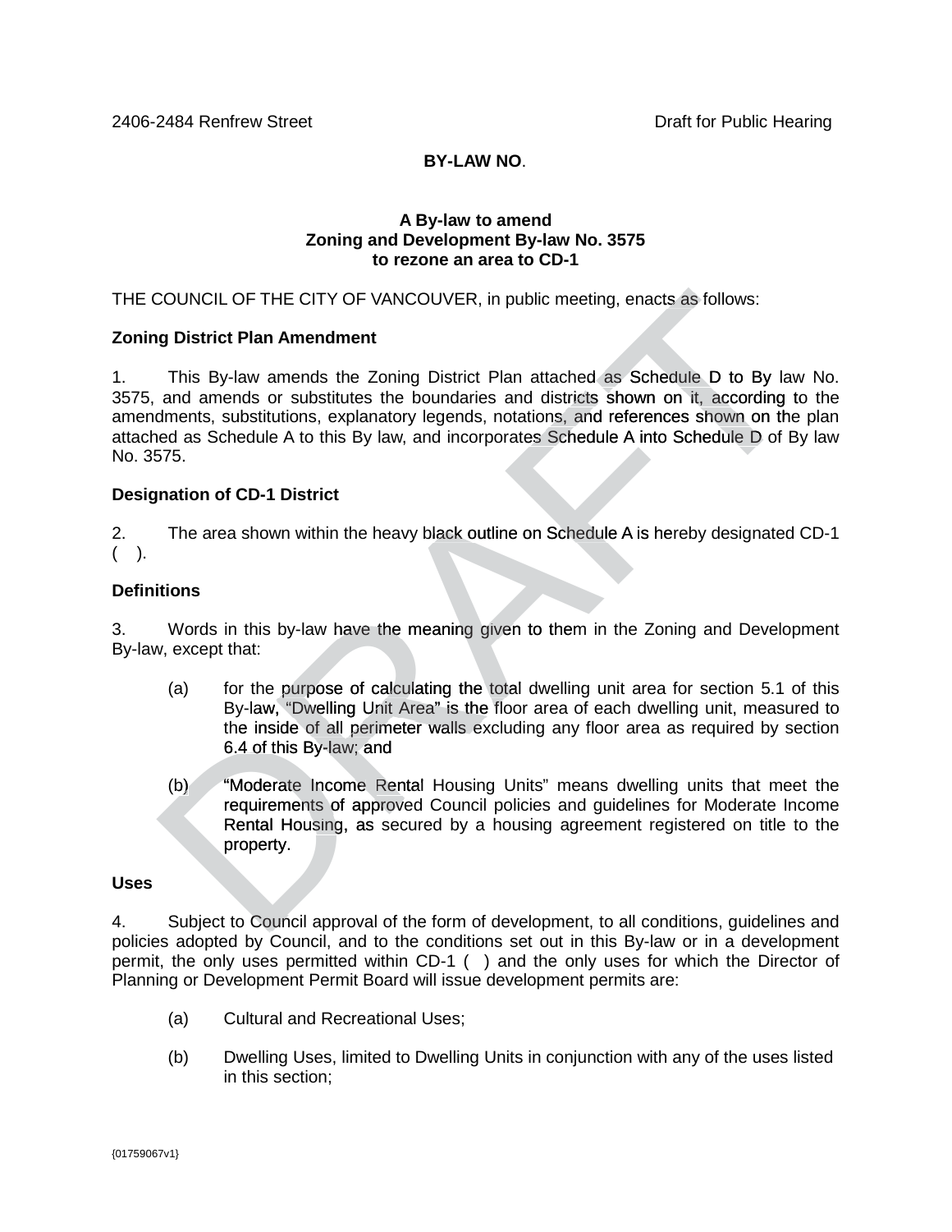2406-2484 Renfrew Street Draft for Public Hearing

**BY-LAW NO**.

**A By-law to amend**
**Zoning and Development By-law No. 3575**
**to rezone an area to CD-1**

THE COUNCIL OF THE CITY OF VANCOUVER, in public meeting, enacts as follows:

**Zoning District Plan Amendment**

1. This By-law amends the Zoning District Plan attached as Schedule D to By law No. 3575, and amends or substitutes the boundaries and districts shown on it, according to the amendments, substitutions, explanatory legends, notations, and references shown on the plan attached as Schedule A to this By law, and incorporates Schedule A into Schedule D of By law No. 3575.

**Designation of CD-1 District**

2. The area shown within the heavy black outline on Schedule A is hereby designated CD-1 ( ).

**Definitions**

3. Words in this by-law have the meaning given to them in the Zoning and Development By-law, except that:

(a) for the purpose of calculating the total dwelling unit area for section 5.1 of this By-law, "Dwelling Unit Area" is the floor area of each dwelling unit, measured to the inside of all perimeter walls excluding any floor area as required by section 6.4 of this By-law; and

(b) "Moderate Income Rental Housing Units" means dwelling units that meet the requirements of approved Council policies and guidelines for Moderate Income Rental Housing, as secured by a housing agreement registered on title to the property.

**Uses**

4. Subject to Council approval of the form of development, to all conditions, guidelines and policies adopted by Council, and to the conditions set out in this By-law or in a development permit, the only uses permitted within CD-1 ( ) and the only uses for which the Director of Planning or Development Permit Board will issue development permits are:

(a) Cultural and Recreational Uses;

(b) Dwelling Uses, limited to Dwelling Units in conjunction with any of the uses listed in this section;

{01759067v1}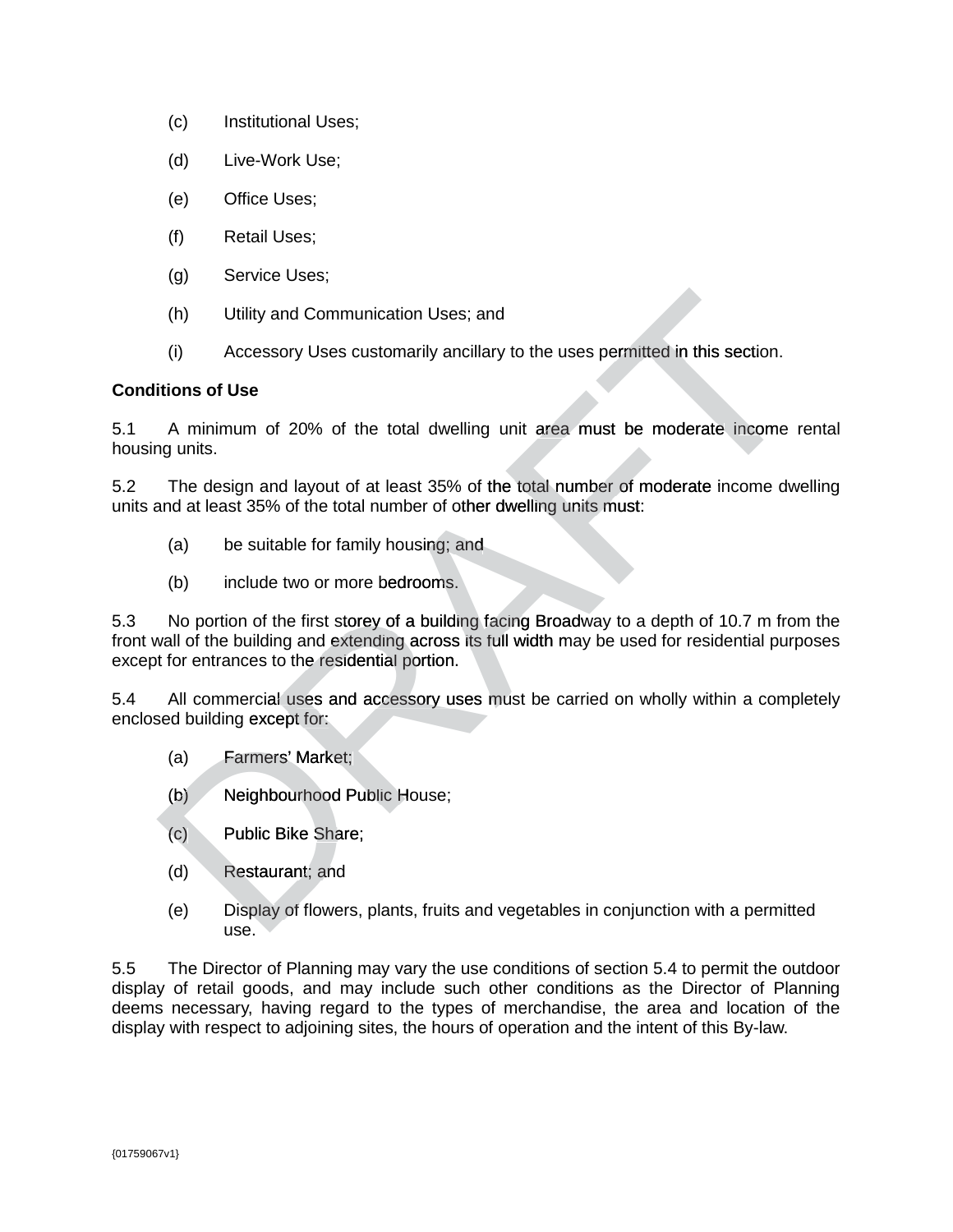(c) Institutional Uses;

(d) Live-Work Use;

(e) Office Uses;

(f) Retail Uses;

(g) Service Uses;

(h) Utility and Communication Uses; and

(i) Accessory Uses customarily ancillary to the uses permitted in this section.

**Conditions of Use**

5.1 A minimum of 20% of the total dwelling unit area must be moderate income rental housing units.

5.2 The design and layout of at least 35% of the total number of moderate income dwelling units and at least 35% of the total number of other dwelling units must:

(a) be suitable for family housing; and

(b) include two or more bedrooms.

5.3 No portion of the first storey of a building facing Broadway to a depth of 10.7 m from the front wall of the building and extending across its full width may be used for residential purposes except for entrances to the residential portion.

5.4 All commercial uses and accessory uses must be carried on wholly within a completely enclosed building except for:

(a) Farmers' Market;

(b) Neighbourhood Public House;

(c) Public Bike Share;

(d) Restaurant; and

(e) Display of flowers, plants, fruits and vegetables in conjunction with a permitted use.

5.5 The Director of Planning may vary the use conditions of section 5.4 to permit the outdoor display of retail goods, and may include such other conditions as the Director of Planning deems necessary, having regard to the types of merchandise, the area and location of the display with respect to adjoining sites, the hours of operation and the intent of this By-law.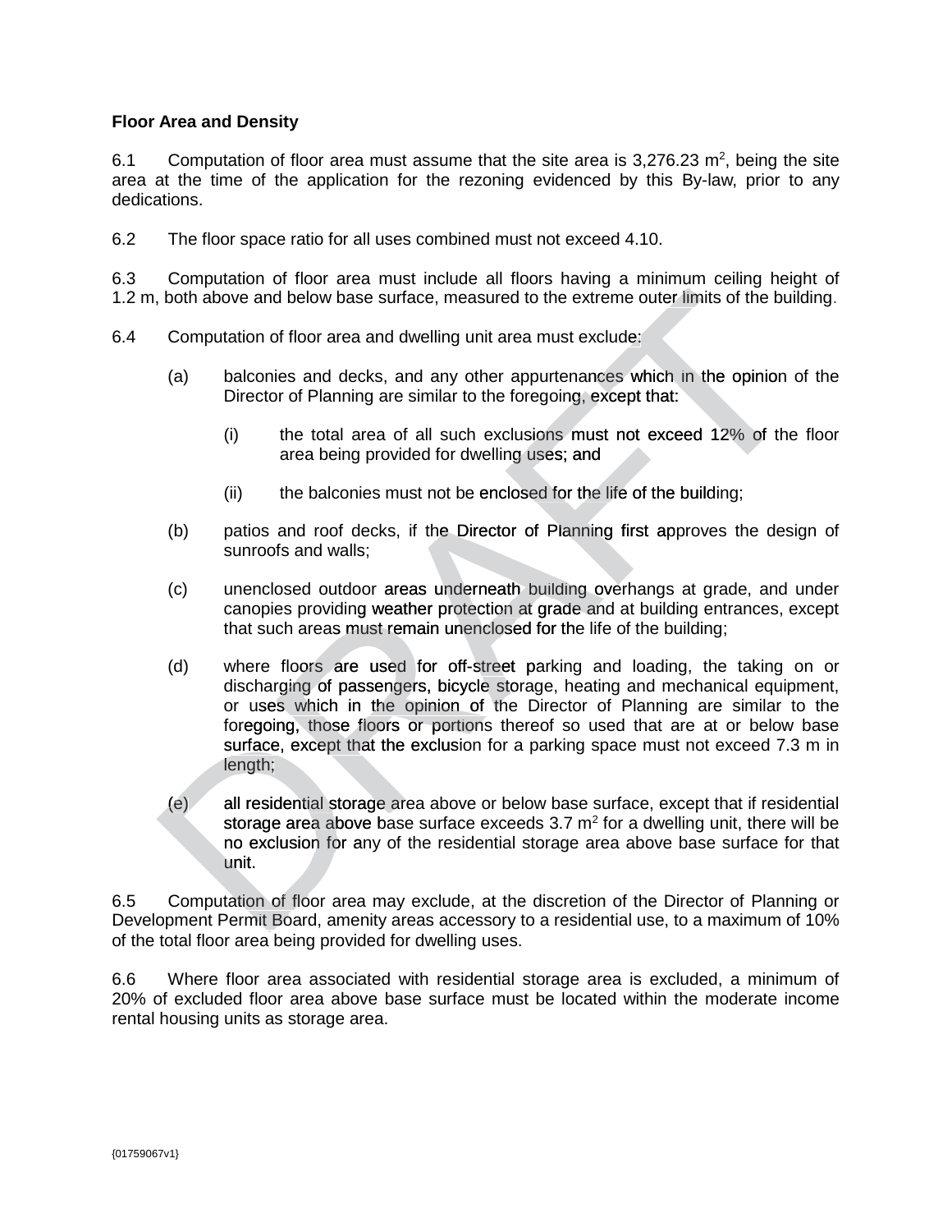**Floor Area and Density**

6.1 Computation of floor area must assume that the site area is 3,276.23 $m^2$, being the site area at the time of the application for the rezoning evidenced by this By-law, prior to any dedications.

6.2 The floor space ratio for all uses combined must not exceed 4.10.

6.3 Computation of floor area must include all floors having a minimum ceiling height of 1.2 m, both above and below base surface, measured to the extreme outer limits of the building.

6.4 Computation of floor area and dwelling unit area must exclude:

(a) balconies and decks, and any other appurtenances which in the opinion of the Director of Planning are similar to the foregoing, except that:

(i) the total area of all such exclusions must not exceed 12% of the floor area being provided for dwelling uses; and

(ii) the balconies must not be enclosed for the life of the building;

(b) patios and roof decks, if the Director of Planning first approves the design of sunroofs and walls;

(c) unenclosed outdoor areas underneath building overhangs at grade, and under canopies providing weather protection at grade and at building entrances, except that such areas must remain unenclosed for the life of the building;

(d) where floors are used for off-street parking and loading, the taking on or discharging of passengers, bicycle storage, heating and mechanical equipment, or uses which in the opinion of the Director of Planning are similar to the foregoing, those floors or portions thereof so used that are at or below base surface, except that the exclusion for a parking space must not exceed 7.3 m in length;

(e) all residential storage area above or below base surface, except that if residential storage area above base surface exceeds 3.7 $m^2$ for a dwelling unit, there will be no exclusion for any of the residential storage area above base surface for that unit.

6.5 Computation of floor area may exclude, at the discretion of the Director of Planning or Development Permit Board, amenity areas accessory to a residential use, to a maximum of 10% of the total floor area being provided for dwelling uses.

6.6 Where floor area associated with residential storage area is excluded, a minimum of 20% of excluded floor area above base surface must be located within the moderate income rental housing units as storage area.

{01759067v1}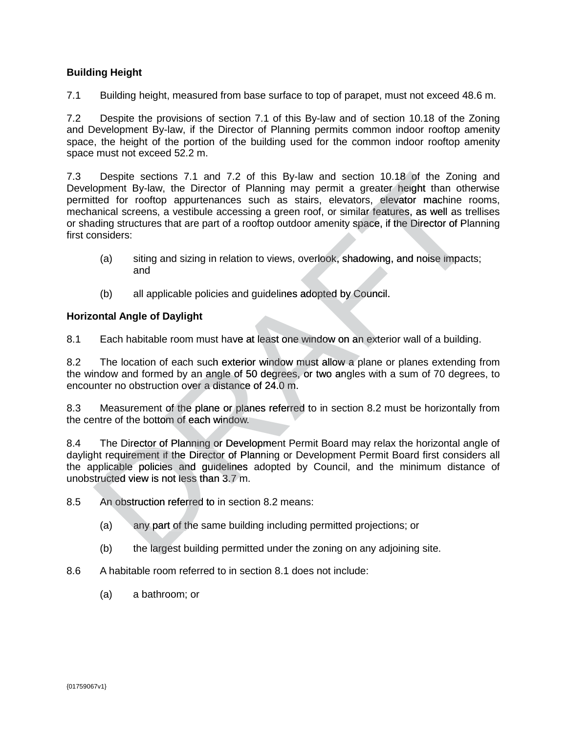**Building Height**

7.1 Building height, measured from base surface to top of parapet, must not exceed 48.6 m.

7.2 Despite the provisions of section 7.1 of this By-law and of section 10.18 of the Zoning and Development By-law, if the Director of Planning permits common indoor rooftop amenity space, the height of the portion of the building used for the common indoor rooftop amenity space must not exceed 52.2 m.

7.3 Despite sections 7.1 and 7.2 of this By-law and section 10.18 of the Zoning and Development By-law, the Director of Planning may permit a greater height than otherwise permitted for rooftop appurtenances such as stairs, elevators, elevator machine rooms, mechanical screens, a vestibule accessing a green roof, or similar features, as well as trellises or shading structures that are part of a rooftop outdoor amenity space, if the Director of Planning first considers:

(a) siting and sizing in relation to views, overlook, shadowing, and noise impacts; and

(b) all applicable policies and guidelines adopted by Council.

**Horizontal Angle of Daylight**

8.1 Each habitable room must have at least one window on an exterior wall of a building.

8.2 The location of each such exterior window must allow a plane or planes extending from the window and formed by an angle of 50 degrees, or two angles with a sum of 70 degrees, to encounter no obstruction over a distance of 24.0 m.

8.3 Measurement of the plane or planes referred to in section 8.2 must be horizontally from the centre of the bottom of each window.

8.4 The Director of Planning or Development Permit Board may relax the horizontal angle of daylight requirement if the Director of Planning or Development Permit Board first considers all the applicable policies and guidelines adopted by Council, and the minimum distance of unobstructed view is not less than 3.7 m.

8.5 An obstruction referred to in section 8.2 means:

(a) any part of the same building including permitted projections; or

(b) the largest building permitted under the zoning on any adjoining site.

8.6 A habitable room referred to in section 8.1 does not include:

(a) a bathroom; or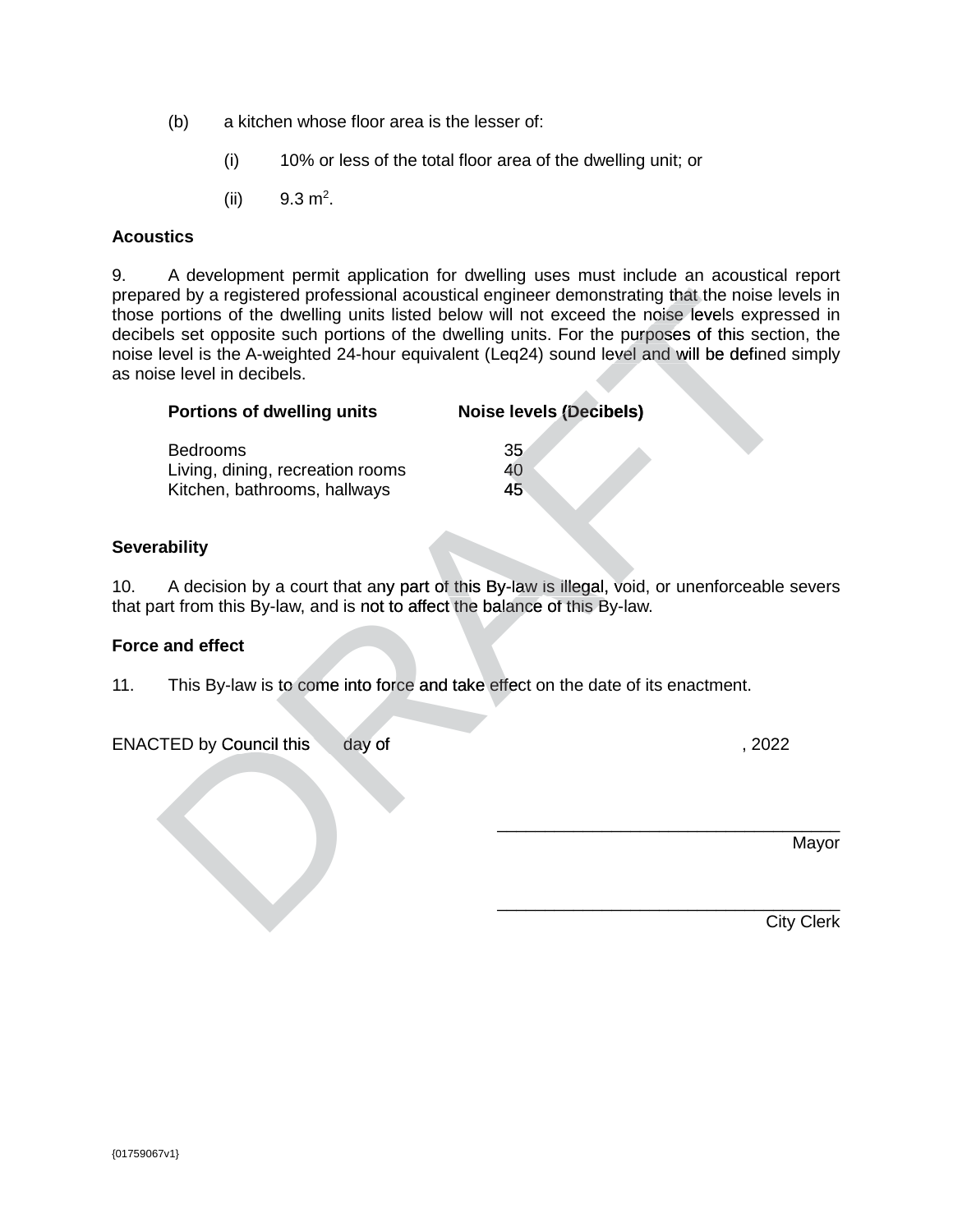(b) a kitchen whose floor area is the lesser of:

(i) 10% or less of the total floor area of the dwelling unit; or

(ii) 9.3 $m^2$.

**Acoustics**

9. A development permit application for dwelling uses must include an acoustical report prepared by a registered professional acoustical engineer demonstrating that the noise levels in those portions of the dwelling units listed below will not exceed the noise levels expressed in decibels set opposite such portions of the dwelling units. For the purposes of this section, the noise level is the A-weighted 24-hour equivalent (Leq24) sound level and will be defined simply as noise level in decibels.

| **Portions of dwelling units** | **Noise levels (Decibels)** |
|---|---|
| Bedrooms | 35 |
| Living, dining, recreation rooms | 40 |
| Kitchen, bathrooms, hallways | 45 |

**Severability**

10. A decision by a court that any part of this By-law is illegal, void, or unenforceable severs that part from this By-law, and is not to affect the balance of this By-law.

**Force and effect**

11. This By-law is to come into force and take effect on the date of its enactment.

ENACTED by Council this day of , 2022

\_\_\_\_\_\_\_\_\_\_\_\_\_\_\_\_\_\_\_\_\_\_\_\_\_\_\_\_\_\_\_\_\_\_\_\_
Mayor

\_\_\_\_\_\_\_\_\_\_\_\_\_\_\_\_\_\_\_\_\_\_\_\_\_\_\_\_\_\_\_\_\_\_\_\_
City Clerk

{01759067v1}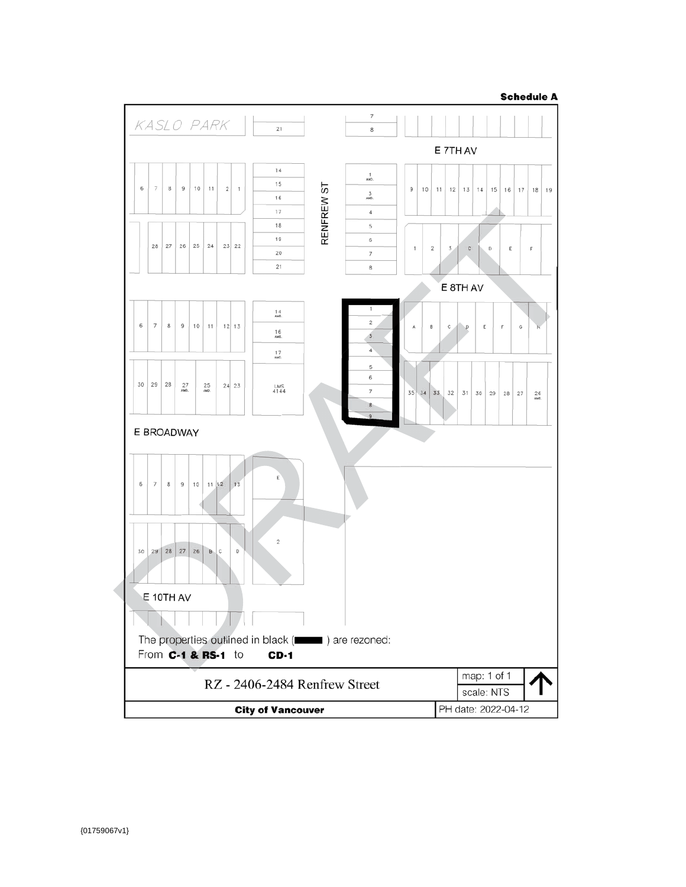**Schedule A**

KASLO PARK

E 7TH AV

RENFREW ST

E 8TH AV

E BROADWAY

E 10TH AV

The properties outlined in black (▬▬) are rezoned:
From **C-1 & RS-1** to **CD-1**

RZ - 2406-2484 Renfrew Street

map: 1 of 1

scale: NTS

**City of Vancouver**

PH date: 2022-04-12

DRAFT

{01759067v1}